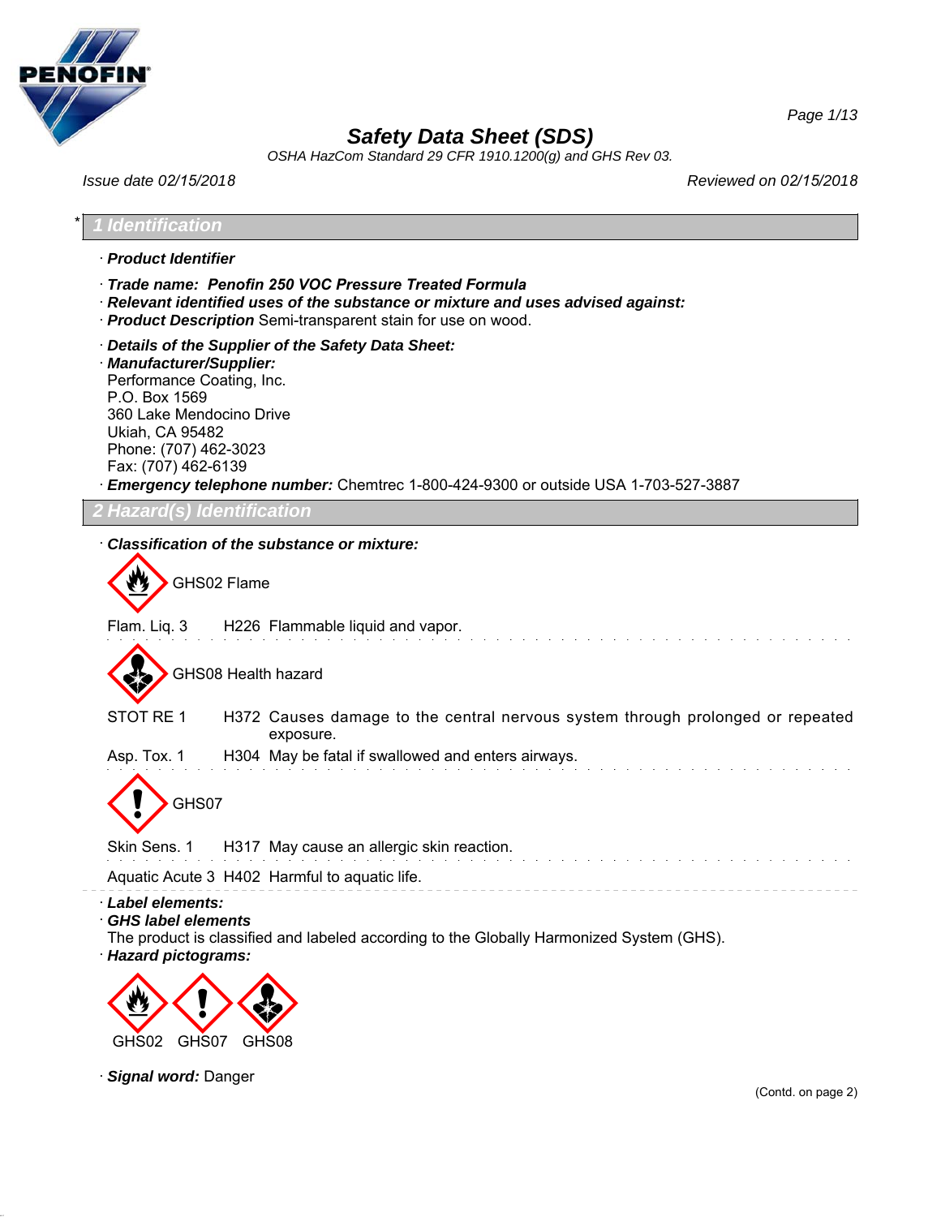# Safety Data Sheet (SDS)

*OSHA HazCom Standard 29 CFR 1910.1200(g) and GHS Rev 03.*

*Issue date 02/15/2018* *Reviewed on 02/15/2018*

## * 1 Identification

· ***Product Identifier***

· ***Trade name: Penofin 250 VOC Pressure Treated Formula***

· ***Relevant identified uses of the substance or mixture and uses advised against:***

· ***Product Description*** Semi-transparent stain for use on wood.

· ***Details of the Supplier of the Safety Data Sheet:***

· ***Manufacturer/Supplier:***

Performance Coating, Inc.
P.O. Box 1569
360 Lake Mendocino Drive
Ukiah, CA 95482
Phone: (707) 462-3023
Fax: (707) 462-6139

· ***Emergency telephone number:*** Chemtrec 1-800-424-9300 or outside USA 1-703-527-3887

## 2 Hazard(s) Identification

· ***Classification of the substance or mixture:***

GHS02 Flame

Flam. Liq. 3 H226 Flammable liquid and vapor.

GHS08 Health hazard

STOT RE 1 H372 Causes damage to the central nervous system through prolonged or repeated exposure.

Asp. Tox. 1 H304 May be fatal if swallowed and enters airways.

GHS07

Skin Sens. 1 H317 May cause an allergic skin reaction.

Aquatic Acute 3 H402 Harmful to aquatic life.

· ***Label elements:***

· ***GHS label elements***

The product is classified and labeled according to the Globally Harmonized System (GHS).

· ***Hazard pictograms:***

GHS02 GHS07 GHS08

· ***Signal word:*** Danger

(Contd. on page 2)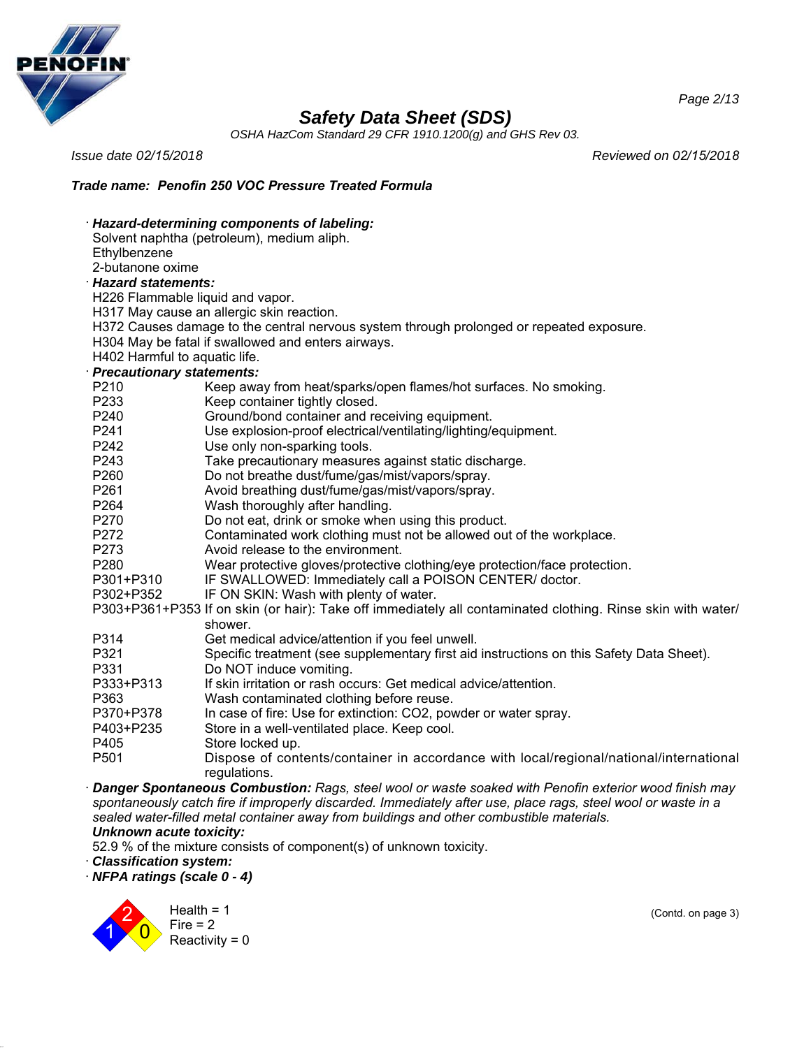# Safety Data Sheet (SDS)

OSHA HazCom Standard 29 CFR 1910.1200(g) and GHS Rev 03.

*Issue date 02/15/2018* *Reviewed on 02/15/2018*

***Trade name: Penofin 250 VOC Pressure Treated Formula***

· ***Hazard-determining components of labeling:***
Solvent naphtha (petroleum), medium aliph.
Ethylbenzene
2-butanone oxime

· ***Hazard statements:***
H226 Flammable liquid and vapor.
H317 May cause an allergic skin reaction.
H372 Causes damage to the central nervous system through prolonged or repeated exposure.
H304 May be fatal if swallowed and enters airways.
H402 Harmful to aquatic life.

· ***Precautionary statements:***

| | |
|---|---|
| P210 | Keep away from heat/sparks/open flames/hot surfaces. No smoking. |
| P233 | Keep container tightly closed. |
| P240 | Ground/bond container and receiving equipment. |
| P241 | Use explosion-proof electrical/ventilating/lighting/equipment. |
| P242 | Use only non-sparking tools. |
| P243 | Take precautionary measures against static discharge. |
| P260 | Do not breathe dust/fume/gas/mist/vapors/spray. |
| P261 | Avoid breathing dust/fume/gas/mist/vapors/spray. |
| P264 | Wash thoroughly after handling. |
| P270 | Do not eat, drink or smoke when using this product. |
| P272 | Contaminated work clothing must not be allowed out of the workplace. |
| P273 | Avoid release to the environment. |
| P280 | Wear protective gloves/protective clothing/eye protection/face protection. |
| P301+P310 | IF SWALLOWED: Immediately call a POISON CENTER/ doctor. |
| P302+P352 | IF ON SKIN: Wash with plenty of water. |
| P303+P361+P353 | If on skin (or hair): Take off immediately all contaminated clothing. Rinse skin with water/shower. |
| P314 | Get medical advice/attention if you feel unwell. |
| P321 | Specific treatment (see supplementary first aid instructions on this Safety Data Sheet). |
| P331 | Do NOT induce vomiting. |
| P333+P313 | If skin irritation or rash occurs: Get medical advice/attention. |
| P363 | Wash contaminated clothing before reuse. |
| P370+P378 | In case of fire: Use for extinction: CO2, powder or water spray. |
| P403+P235 | Store in a well-ventilated place. Keep cool. |
| P405 | Store locked up. |
| P501 | Dispose of contents/container in accordance with local/regional/national/international regulations. |

· ***Danger Spontaneous Combustion:*** *Rags, steel wool or waste soaked with Penofin exterior wood finish may spontaneously catch fire if improperly discarded. Immediately after use, place rags, steel wool or waste in a sealed water-filled metal container away from buildings and other combustible materials.*

***Unknown acute toxicity:***
52.9 % of the mixture consists of component(s) of unknown toxicity.

· ***Classification system:***

· ***NFPA ratings (scale 0 - 4)***

Health = 1
Fire = 2
Reactivity = 0

(Contd. on page 3)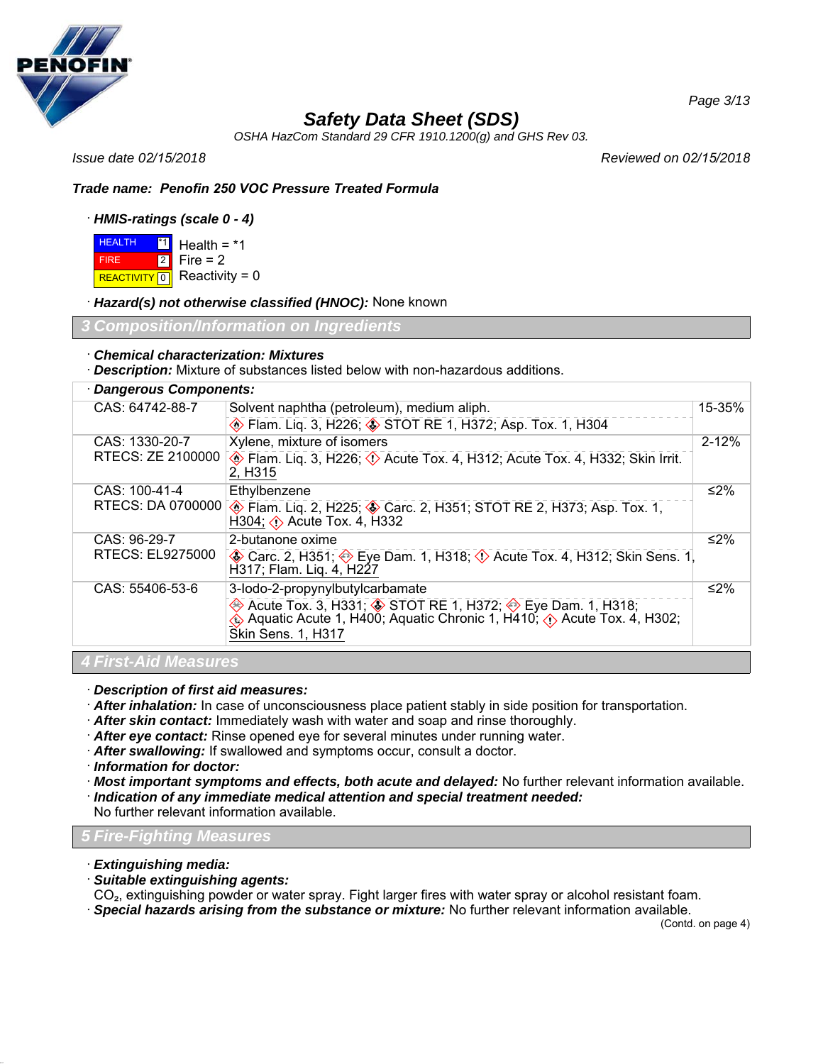*Trade name:* ***Penofin 250 VOC Pressure Treated Formula***

· ***HMIS-ratings (scale 0 - 4)***

| | | |
|---|---|---|
| HEALTH | *1 | Health = *1 |
| FIRE | 2 | Fire = 2 |
| REACTIVITY | 0 | Reactivity = 0 |

· ***Hazard(s) not otherwise classified (HNOC):*** None known

## 3 Composition/Information on Ingredients

· ***Chemical characterization: Mixtures***
· ***Description:*** Mixture of substances listed below with non-hazardous additions.

· ***Dangerous Components:***

| | | |
|---|---|---|
| CAS: 64742-88-7 | Solvent naphtha (petroleum), medium aliph.<br>Flam. Liq. 3, H226; STOT RE 1, H372; Asp. Tox. 1, H304 | 15-35% |
| CAS: 1330-20-7<br>RTECS: ZE 2100000 | Xylene, mixture of isomers<br>Flam. Liq. 3, H226; Acute Tox. 4, H312; Acute Tox. 4, H332; Skin Irrit. 2, H315 | 2-12% |
| CAS: 100-41-4<br>RTECS: DA 0700000 | Ethylbenzene<br>Flam. Liq. 2, H225; Carc. 2, H351; STOT RE 2, H373; Asp. Tox. 1, H304; Acute Tox. 4, H332 | ≤2% |
| CAS: 96-29-7<br>RTECS: EL9275000 | 2-butanone oxime<br>Carc. 2, H351; Eye Dam. 1, H318; Acute Tox. 4, H312; Skin Sens. 1, H317; Flam. Liq. 4, H227 | ≤2% |
| CAS: 55406-53-6 | 3-Iodo-2-propynylbutylcarbamate<br>Acute Tox. 3, H331; STOT RE 1, H372; Eye Dam. 1, H318; Aquatic Acute 1, H400; Aquatic Chronic 1, H410; Acute Tox. 4, H302; Skin Sens. 1, H317 | ≤2% |

## 4 First-Aid Measures

· ***Description of first aid measures:***
· ***After inhalation:*** In case of unconsciousness place patient stably in side position for transportation.
· ***After skin contact:*** Immediately wash with water and soap and rinse thoroughly.
· ***After eye contact:*** Rinse opened eye for several minutes under running water.
· ***After swallowing:*** If swallowed and symptoms occur, consult a doctor.
· ***Information for doctor:***
· ***Most important symptoms and effects, both acute and delayed:*** No further relevant information available.
· ***Indication of any immediate medical attention and special treatment needed:***
No further relevant information available.

## 5 Fire-Fighting Measures

· ***Extinguishing media:***
· ***Suitable extinguishing agents:***
$CO_2$, extinguishing powder or water spray. Fight larger fires with water spray or alcohol resistant foam.
· ***Special hazards arising from the substance or mixture:*** No further relevant information available.

(Contd. on page 4)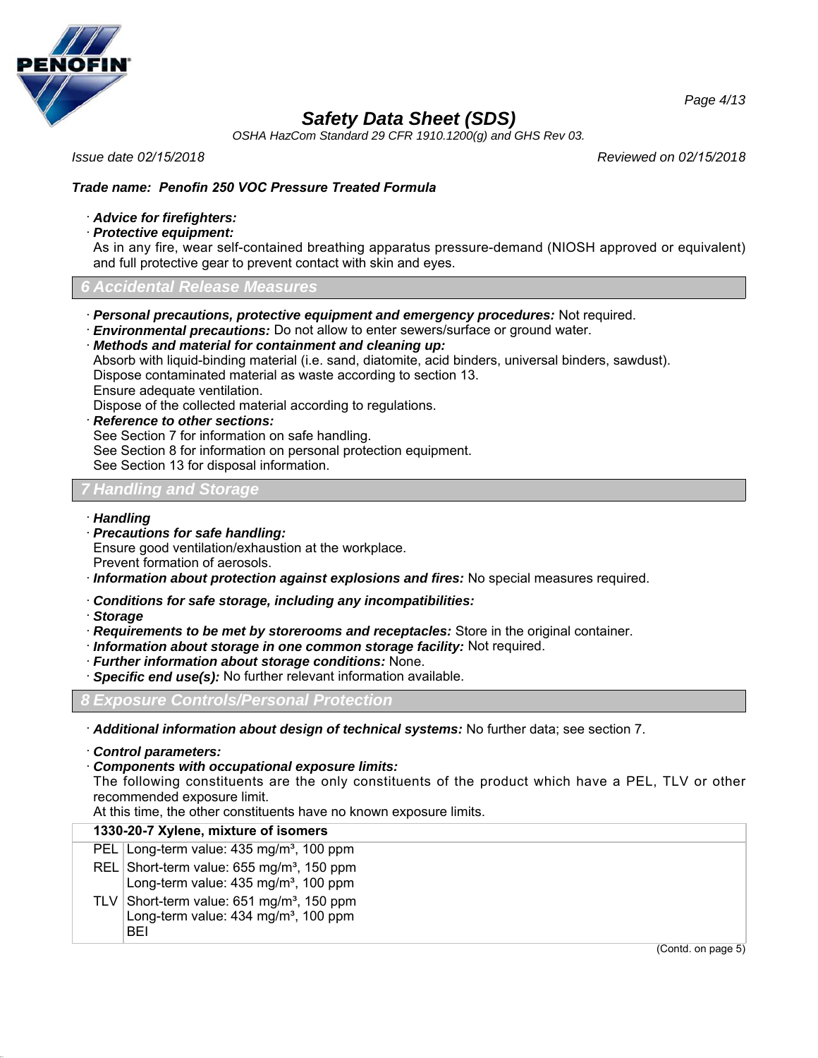*Trade name:* ***Penofin 250 VOC Pressure Treated Formula***

· ***Advice for firefighters:***
· ***Protective equipment:***
As in any fire, wear self-contained breathing apparatus pressure-demand (NIOSH approved or equivalent) and full protective gear to prevent contact with skin and eyes.

## 6 Accidental Release Measures

· ***Personal precautions, protective equipment and emergency procedures:*** Not required.
· ***Environmental precautions:*** Do not allow to enter sewers/surface or ground water.
· ***Methods and material for containment and cleaning up:***
Absorb with liquid-binding material (i.e. sand, diatomite, acid binders, universal binders, sawdust).
Dispose contaminated material as waste according to section 13.
Ensure adequate ventilation.
Dispose of the collected material according to regulations.
· ***Reference to other sections:***
See Section 7 for information on safe handling.
See Section 8 for information on personal protection equipment.
See Section 13 for disposal information.

## 7 Handling and Storage

· ***Handling***
· ***Precautions for safe handling:***
Ensure good ventilation/exhaustion at the workplace.
Prevent formation of aerosols.
· ***Information about protection against explosions and fires:*** No special measures required.

· ***Conditions for safe storage, including any incompatibilities:***
· ***Storage***
· ***Requirements to be met by storerooms and receptacles:*** Store in the original container.
· ***Information about storage in one common storage facility:*** Not required.
· ***Further information about storage conditions:*** None.
· ***Specific end use(s):*** No further relevant information available.

## 8 Exposure Controls/Personal Protection

· ***Additional information about design of technical systems:*** No further data; see section 7.

· ***Control parameters:***
· ***Components with occupational exposure limits:***
The following constituents are the only constituents of the product which have a PEL, TLV or other recommended exposure limit.
At this time, the other constituents have no known exposure limits.

| **1330-20-7 Xylene, mixture of isomers** | |
|---|---|
| PEL | Long-term value: 435 mg/m³, 100 ppm |
| REL | Short-term value: 655 mg/m³, 150 ppm<br>Long-term value: 435 mg/m³, 100 ppm |
| TLV | Short-term value: 651 mg/m³, 150 ppm<br>Long-term value: 434 mg/m³, 100 ppm<br>BEI |

(Contd. on page 5)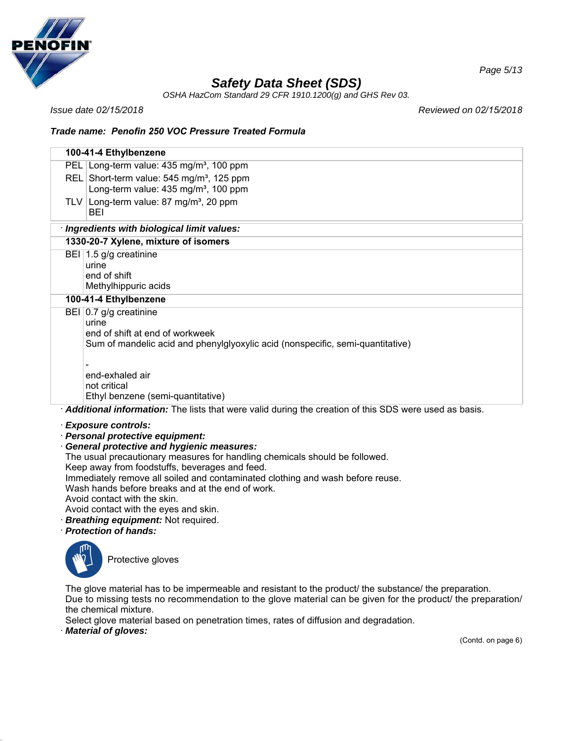| 100-41-4 Ethylbenzene | |
|---|---|
| PEL | Long-term value: 435 mg/m³, 100 ppm |
| REL | Short-term value: 545 mg/m³, 125 ppm<br>Long-term value: 435 mg/m³, 100 ppm |
| TLV | Long-term value: 87 mg/m³, 20 ppm<br>BEI |

· ***Ingredients with biological limit values:***

| 1330-20-7 Xylene, mixture of isomers | |
|---|---|
| BEI | 1.5 g/g creatinine<br>urine<br>end of shift<br>Methylhippuric acids |

| 100-41-4 Ethylbenzene | |
|---|---|
| BEI | 0.7 g/g creatinine<br>urine<br>end of shift at end of workweek<br>Sum of mandelic acid and phenylglyoxylic acid (nonspecific, semi-quantitative)<br><br>-<br>end-exhaled air<br>not critical<br>Ethyl benzene (semi-quantitative) |

· ***Additional information:*** The lists that were valid during the creation of this SDS were used as basis.

· ***Exposure controls:***
· ***Personal protective equipment:***
· ***General protective and hygienic measures:***
The usual precautionary measures for handling chemicals should be followed.
Keep away from foodstuffs, beverages and feed.
Immediately remove all soiled and contaminated clothing and wash before reuse.
Wash hands before breaks and at the end of work.
Avoid contact with the skin.
Avoid contact with the eyes and skin.
· ***Breathing equipment:*** Not required.
· ***Protection of hands:***

Protective gloves

The glove material has to be impermeable and resistant to the product/ the substance/ the preparation.
Due to missing tests no recommendation to the glove material can be given for the product/ the preparation/ the chemical mixture.
Select glove material based on penetration times, rates of diffusion and degradation.
· ***Material of gloves:***

(Contd. on page 6)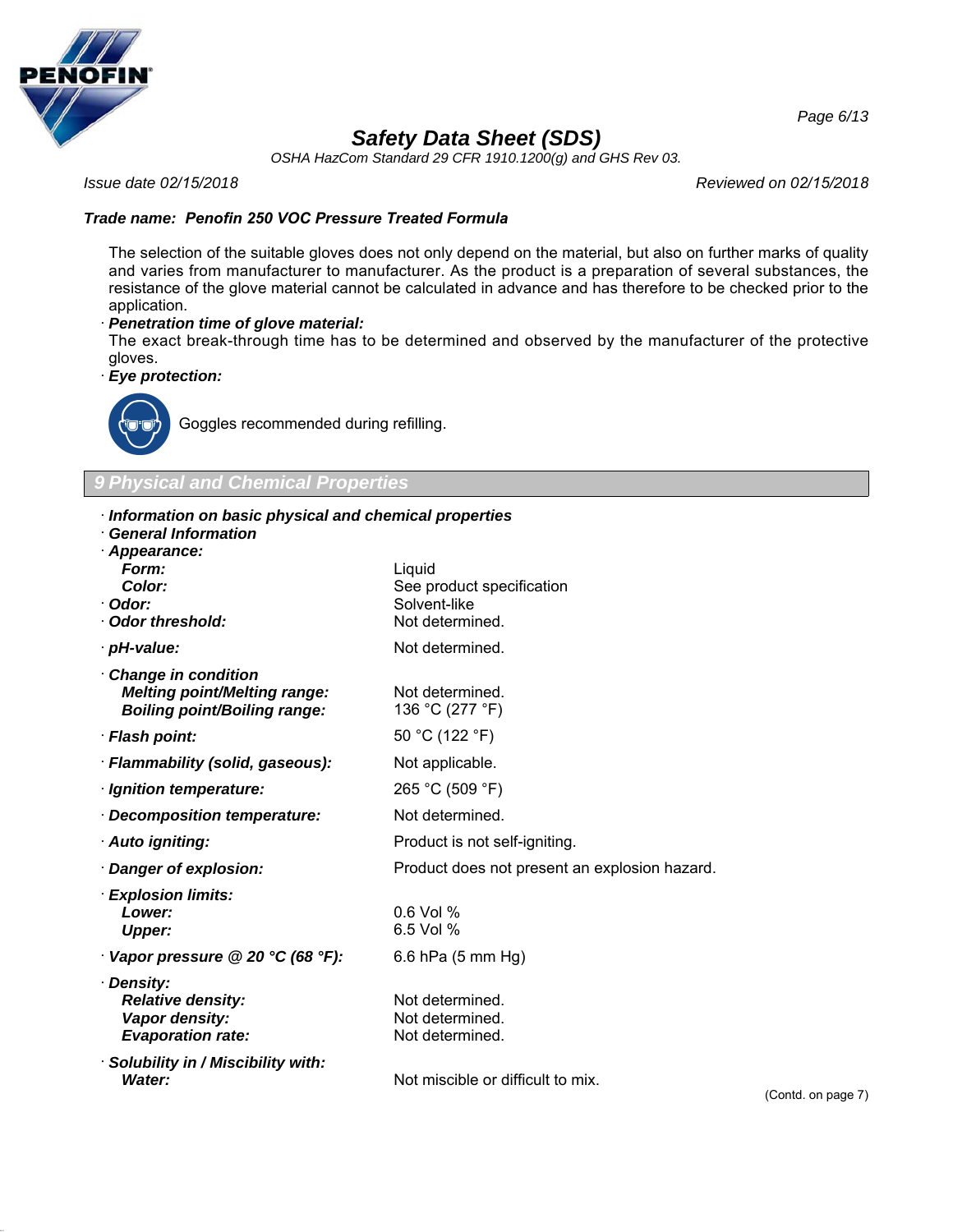The selection of the suitable gloves does not only depend on the material, but also on further marks of quality and varies from manufacturer to manufacturer. As the product is a preparation of several substances, the resistance of the glove material cannot be calculated in advance and has therefore to be checked prior to the application.

· ***Penetration time of glove material:***
The exact break-through time has to be determined and observed by the manufacturer of the protective gloves.

· ***Eye protection:***

Goggles recommended during refilling.

## 9 Physical and Chemical Properties

· ***Information on basic physical and chemical properties***
· ***General Information***

| | |
|---|---|
| · ***Appearance:*** | |
| ***Form:*** | Liquid |
| ***Color:*** | See product specification |
| · ***Odor:*** | Solvent-like |
| · ***Odor threshold:*** | Not determined. |
| · ***pH-value:*** | Not determined. |
| · ***Change in condition*** | |
| ***Melting point/Melting range:*** | Not determined. |
| ***Boiling point/Boiling range:*** | 136 °C (277 °F) |
| · ***Flash point:*** | 50 °C (122 °F) |
| · ***Flammability (solid, gaseous):*** | Not applicable. |
| · ***Ignition temperature:*** | 265 °C (509 °F) |
| · ***Decomposition temperature:*** | Not determined. |
| · ***Auto igniting:*** | Product is not self-igniting. |
| · ***Danger of explosion:*** | Product does not present an explosion hazard. |
| · ***Explosion limits:*** | |
| ***Lower:*** | 0.6 Vol % |
| ***Upper:*** | 6.5 Vol % |
| · ***Vapor pressure @ 20 °C (68 °F):*** | 6.6 hPa (5 mm Hg) |
| · ***Density:*** | |
| ***Relative density:*** | Not determined. |
| ***Vapor density:*** | Not determined. |
| ***Evaporation rate:*** | Not determined. |
| · ***Solubility in / Miscibility with:*** | |
| ***Water:*** | Not miscible or difficult to mix. |

(Contd. on page 7)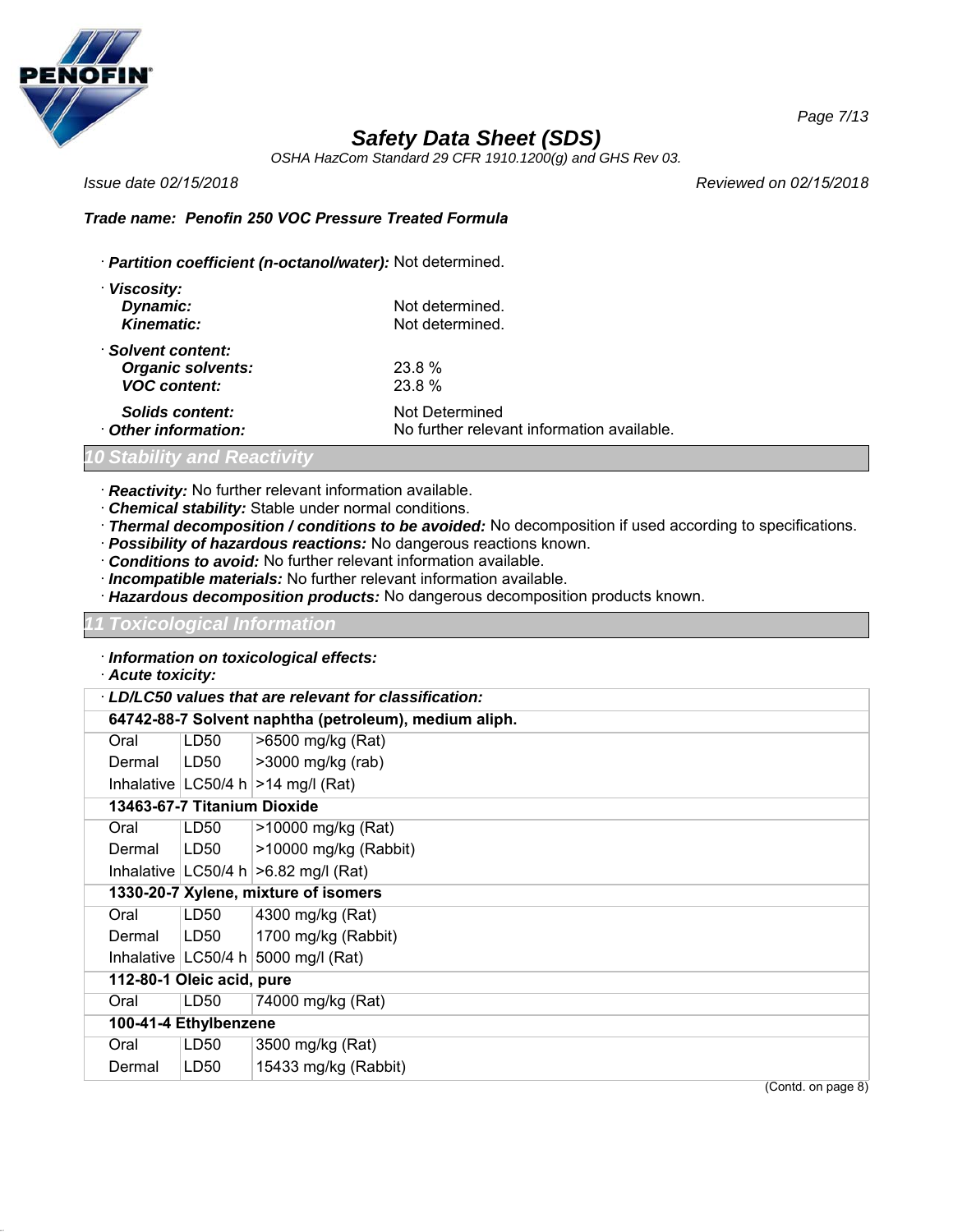· **Partition coefficient (n-octanol/water):** Not determined.

· **Viscosity:**
**Dynamic:** Not determined.
**Kinematic:** Not determined.

· **Solvent content:**
**Organic solvents:** 23.8 %
**VOC content:** 23.8 %

**Solids content:** Not Determined

· **Other information:** No further relevant information available.

## 10 Stability and Reactivity

· **Reactivity:** No further relevant information available.
· **Chemical stability:** Stable under normal conditions.
· **Thermal decomposition / conditions to be avoided:** No decomposition if used according to specifications.
· **Possibility of hazardous reactions:** No dangerous reactions known.
· **Conditions to avoid:** No further relevant information available.
· **Incompatible materials:** No further relevant information available.
· **Hazardous decomposition products:** No dangerous decomposition products known.

## 11 Toxicological Information

· **Information on toxicological effects:**
· **Acute toxicity:**

| · LD/LC50 values that are relevant for classification: | | |
|---|---|---|
| **64742-88-7 Solvent naphtha (petroleum), medium aliph.** | | |
| Oral | LD50 | >6500 mg/kg (Rat) |
| Dermal | LD50 | >3000 mg/kg (rab) |
| Inhalative | LC50/4 h | >14 mg/l (Rat) |
| **13463-67-7 Titanium Dioxide** | | |
| Oral | LD50 | >10000 mg/kg (Rat) |
| Dermal | LD50 | >10000 mg/kg (Rabbit) |
| Inhalative | LC50/4 h | >6.82 mg/l (Rat) |
| **1330-20-7 Xylene, mixture of isomers** | | |
| Oral | LD50 | 4300 mg/kg (Rat) |
| Dermal | LD50 | 1700 mg/kg (Rabbit) |
| Inhalative | LC50/4 h | 5000 mg/l (Rat) |
| **112-80-1 Oleic acid, pure** | | |
| Oral | LD50 | 74000 mg/kg (Rat) |
| **100-41-4 Ethylbenzene** | | |
| Oral | LD50 | 3500 mg/kg (Rat) |
| Dermal | LD50 | 15433 mg/kg (Rabbit) |

(Contd. on page 8)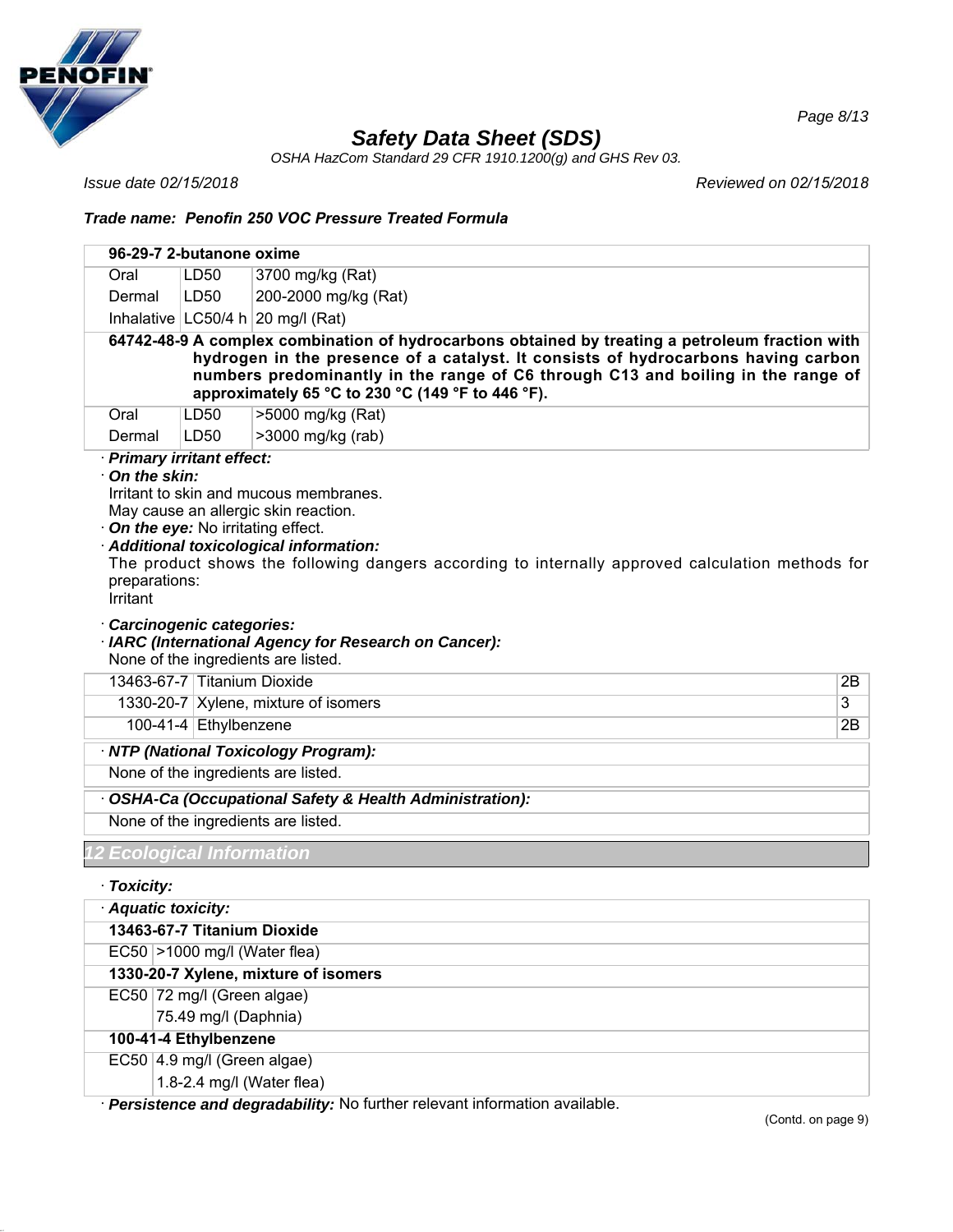| 96-29-7 2-butanone oxime | | |
|---|---|---|
| Oral | LD50 | 3700 mg/kg (Rat) |
| Dermal | LD50 | 200-2000 mg/kg (Rat) |
| Inhalative | LC50/4 h | 20 mg/l (Rat) |
| **64742-48-9 A complex combination of hydrocarbons obtained by treating a petroleum fraction with hydrogen in the presence of a catalyst. It consists of hydrocarbons having carbon numbers predominantly in the range of C6 through C13 and boiling in the range of approximately 65 °C to 230 °C (149 °F to 446 °F).** | | |
| Oral | LD50 | >5000 mg/kg (Rat) |
| Dermal | LD50 | >3000 mg/kg (rab) |

· ***Primary irritant effect:***

· ***On the skin:***
Irritant to skin and mucous membranes.
May cause an allergic skin reaction.

· ***On the eye:*** No irritating effect.

· ***Additional toxicological information:***
The product shows the following dangers according to internally approved calculation methods for preparations:
Irritant

· ***Carcinogenic categories:***

· ***IARC (International Agency for Research on Cancer):***
None of the ingredients are listed.

| | | |
|---|---|---|
| 13463-67-7 | Titanium Dioxide | 2B |
| 1330-20-7 | Xylene, mixture of isomers | 3 |
| 100-41-4 | Ethylbenzene | 2B |

· ***NTP (National Toxicology Program):***
None of the ingredients are listed.

· ***OSHA-Ca (Occupational Safety & Health Administration):***
None of the ingredients are listed.

## 12 Ecological Information

· ***Toxicity:***

· ***Aquatic toxicity:***

| 13463-67-7 Titanium Dioxide | |
|---|---|
| EC50 | >1000 mg/l (Water flea) |
| **1330-20-7 Xylene, mixture of isomers** | |
| EC50 | 72 mg/l (Green algae) |
| | 75.49 mg/l (Daphnia) |
| **100-41-4 Ethylbenzene** | |
| EC50 | 4.9 mg/l (Green algae) |
| | 1.8-2.4 mg/l (Water flea) |

· ***Persistence and degradability:*** No further relevant information available.

(Contd. on page 9)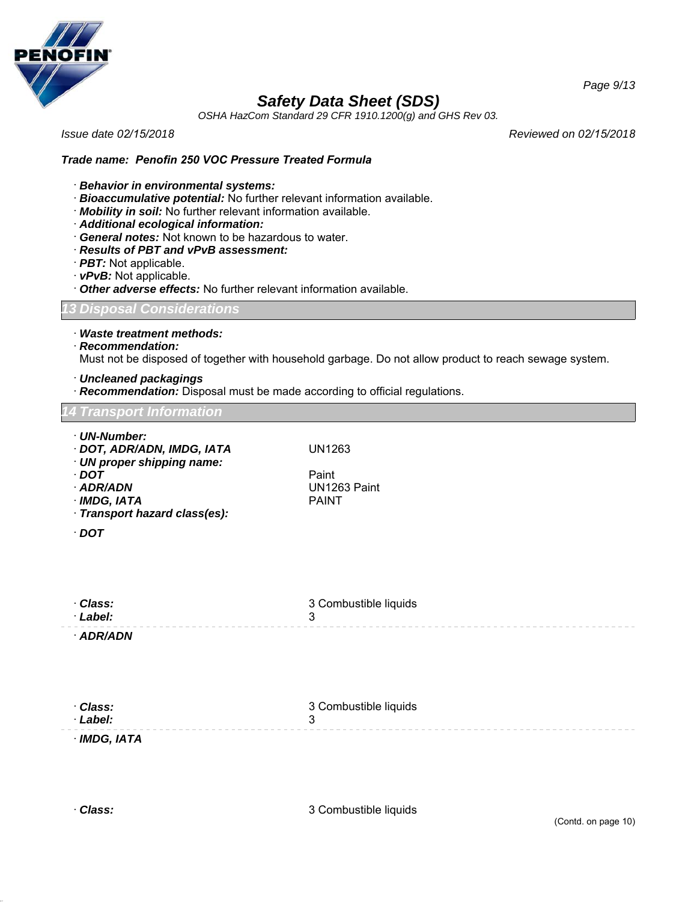**Trade name: Penofin 250 VOC Pressure Treated Formula**

- **Behavior in environmental systems:**
- **Bioaccumulative potential:** No further relevant information available.
- **Mobility in soil:** No further relevant information available.
- **Additional ecological information:**
- **General notes:** Not known to be hazardous to water.
- **Results of PBT and vPvB assessment:**
- **PBT:** Not applicable.
- **vPvB:** Not applicable.
- **Other adverse effects:** No further relevant information available.

## 13 Disposal Considerations

- **Waste treatment methods:**
- **Recommendation:**
  Must not be disposed of together with household garbage. Do not allow product to reach sewage system.

- **Uncleaned packagings**
- **Recommendation:** Disposal must be made according to official regulations.

## 14 Transport Information

| | |
|---|---|
| **UN-Number:** | |
| **DOT, ADR/ADN, IMDG, IATA** | UN1263 |
| **UN proper shipping name:** | |
| **DOT** | Paint |
| **ADR/ADN** | UN1263 Paint |
| **IMDG, IATA** | PAINT |
| **Transport hazard class(es):** | |

**DOT**

| | |
|---|---|
| **Class:** | 3 Combustible liquids |
| **Label:** | 3 |

**ADR/ADN**

| | |
|---|---|
| **Class:** | 3 Combustible liquids |
| **Label:** | 3 |

**IMDG, IATA**

| | |
|---|---|
| **Class:** | 3 Combustible liquids |

(Contd. on page 10)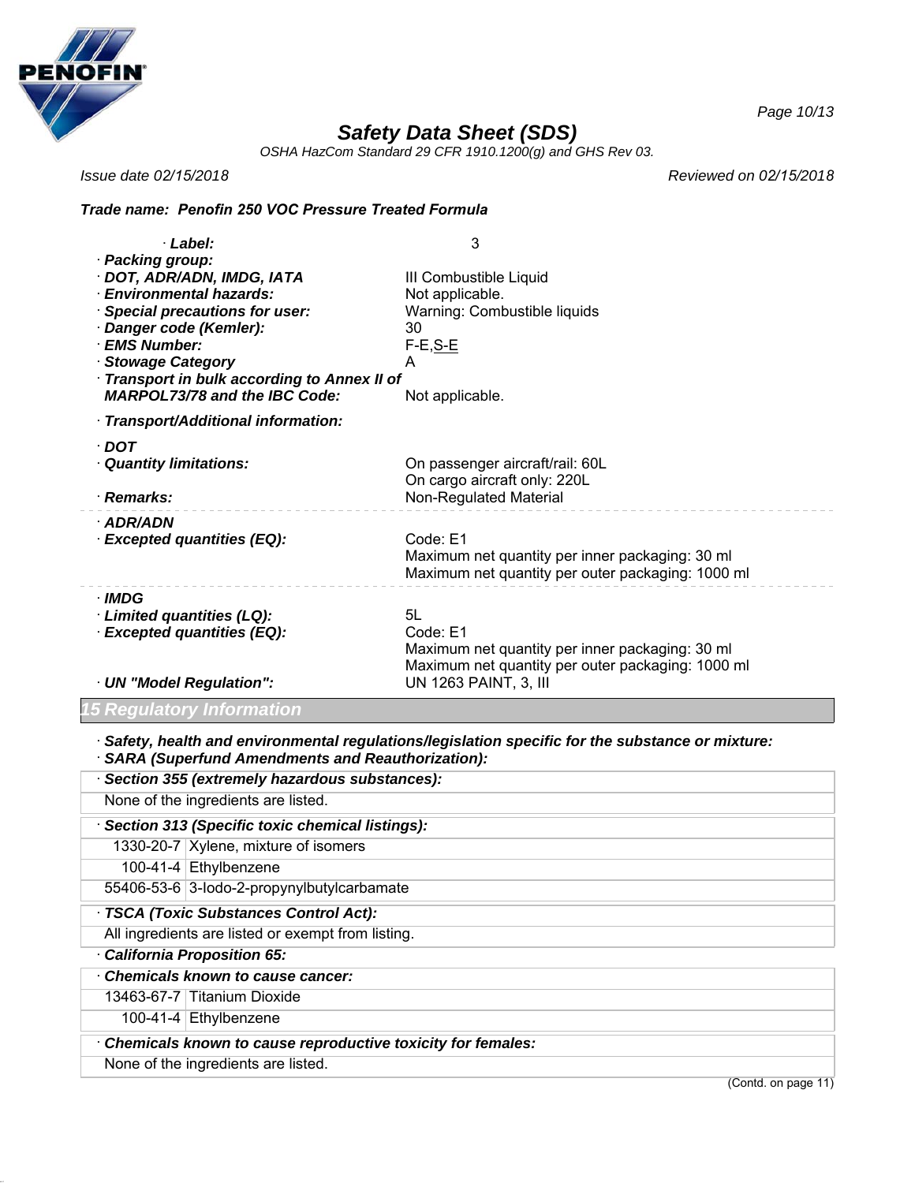Safety Data Sheet (SDS)

OSHA HazCom Standard 29 CFR 1910.1200(g) and GHS Rev 03.

Issue date 02/15/2018 | Reviewed on 02/15/2018

**Trade name: Penofin 250 VOC Pressure Treated Formula**

· **Label:** 3

· **Packing group:**

· **DOT, ADR/ADN, IMDG, IATA** III Combustible Liquid

· **Environmental hazards:** Not applicable.

· **Special precautions for user:** Warning: Combustible liquids

· **Danger code (Kemler):** 30

· **EMS Number:** F-E,S-E

· **Stowage Category** A

· **Transport in bulk according to Annex II of MARPOL73/78 and the IBC Code:** Not applicable.

· **Transport/Additional information:**

· **DOT**

· **Quantity limitations:** On passenger aircraft/rail: 60L
On cargo aircraft only: 220L

· **Remarks:** Non-Regulated Material

· **ADR/ADN**

· **Excepted quantities (EQ):** Code: E1
Maximum net quantity per inner packaging: 30 ml
Maximum net quantity per outer packaging: 1000 ml

· **IMDG**

· **Limited quantities (LQ):** 5L

· **Excepted quantities (EQ):** Code: E1
Maximum net quantity per inner packaging: 30 ml
Maximum net quantity per outer packaging: 1000 ml

· **UN "Model Regulation":** UN 1263 PAINT, 3, III

## 15 Regulatory Information

· **Safety, health and environmental regulations/legislation specific for the substance or mixture:**

· **SARA (Superfund Amendments and Reauthorization):**

· **Section 355 (extremely hazardous substances):**

None of the ingredients are listed.

· **Section 313 (Specific toxic chemical listings):**

| | |
|---|---|
| 1330-20-7 | Xylene, mixture of isomers |
| 100-41-4 | Ethylbenzene |
| 55406-53-6 | 3-Iodo-2-propynylbutylcarbamate |

· **TSCA (Toxic Substances Control Act):**

All ingredients are listed or exempt from listing.

· **California Proposition 65:**

· **Chemicals known to cause cancer:**

| | |
|---|---|
| 13463-67-7 | Titanium Dioxide |
| 100-41-4 | Ethylbenzene |

· **Chemicals known to cause reproductive toxicity for females:**

None of the ingredients are listed.

(Contd. on page 11)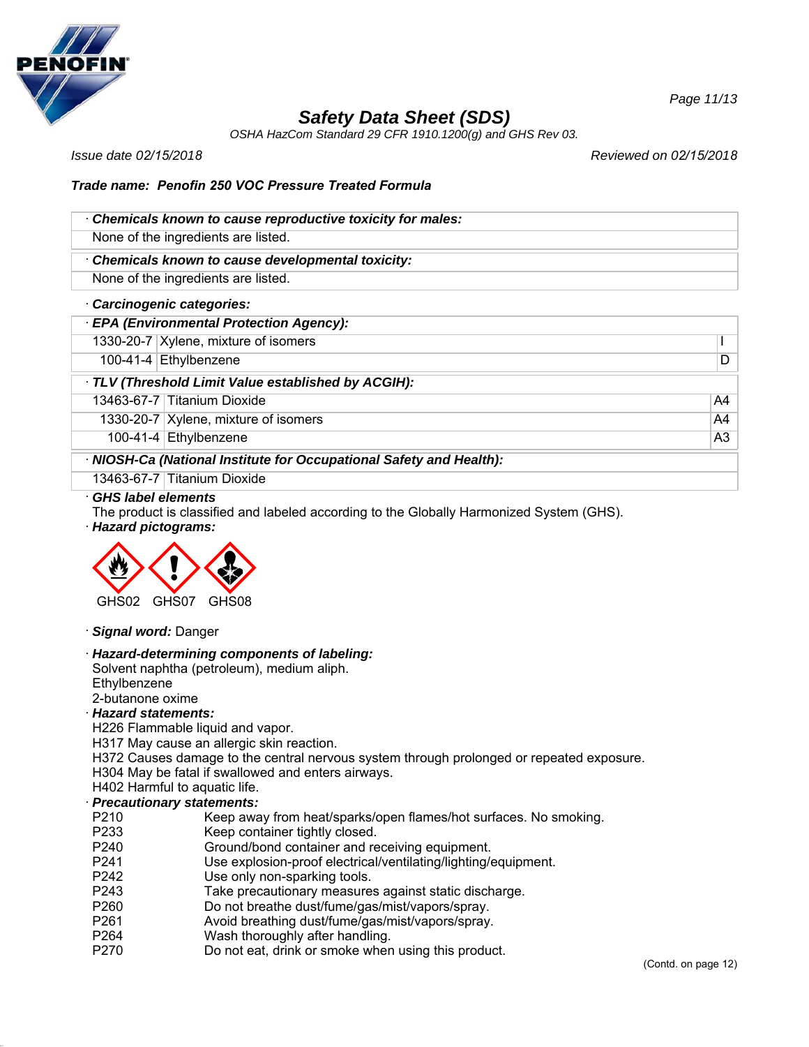**Trade name: Penofin 250 VOC Pressure Treated Formula**

| · **Chemicals known to cause reproductive toxicity for males:** |
|---|
| None of the ingredients are listed. |

| · **Chemicals known to cause developmental toxicity:** |
|---|
| None of the ingredients are listed. |

· **Carcinogenic categories:**

| · **EPA (Environmental Protection Agency):** | | |
|---|---|---|
| 1330-20-7 | Xylene, mixture of isomers | I |
| 100-41-4 | Ethylbenzene | D |

| · **TLV (Threshold Limit Value established by ACGIH):** | | |
|---|---|---|
| 13463-67-7 | Titanium Dioxide | A4 |
| 1330-20-7 | Xylene, mixture of isomers | A4 |
| 100-41-4 | Ethylbenzene | A3 |

| · **NIOSH-Ca (National Institute for Occupational Safety and Health):** | |
|---|---|
| 13463-67-7 | Titanium Dioxide |

· **GHS label elements**

The product is classified and labeled according to the Globally Harmonized System (GHS).

· **Hazard pictograms:**

GHS02 GHS07 GHS08

· **Signal word:** Danger

· **Hazard-determining components of labeling:**

Solvent naphtha (petroleum), medium aliph.
Ethylbenzene
2-butanone oxime

· **Hazard statements:**

H226 Flammable liquid and vapor.
H317 May cause an allergic skin reaction.
H372 Causes damage to the central nervous system through prolonged or repeated exposure.
H304 May be fatal if swallowed and enters airways.
H402 Harmful to aquatic life.

· **Precautionary statements:**

| | |
|---|---|
| P210 | Keep away from heat/sparks/open flames/hot surfaces. No smoking. |
| P233 | Keep container tightly closed. |
| P240 | Ground/bond container and receiving equipment. |
| P241 | Use explosion-proof electrical/ventilating/lighting/equipment. |
| P242 | Use only non-sparking tools. |
| P243 | Take precautionary measures against static discharge. |
| P260 | Do not breathe dust/fume/gas/mist/vapors/spray. |
| P261 | Avoid breathing dust/fume/gas/mist/vapors/spray. |
| P264 | Wash thoroughly after handling. |
| P270 | Do not eat, drink or smoke when using this product. |

(Contd. on page 12)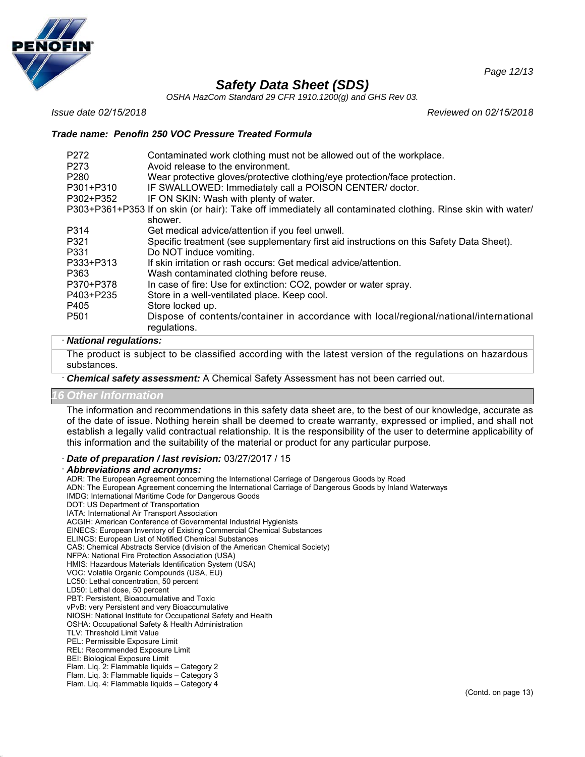| | |
|---|---|
| P272 | Contaminated work clothing must not be allowed out of the workplace. |
| P273 | Avoid release to the environment. |
| P280 | Wear protective gloves/protective clothing/eye protection/face protection. |
| P301+P310 | IF SWALLOWED: Immediately call a POISON CENTER/ doctor. |
| P302+P352 | IF ON SKIN: Wash with plenty of water. |
| P303+P361+P353 | If on skin (or hair): Take off immediately all contaminated clothing. Rinse skin with water/ shower. |
| P314 | Get medical advice/attention if you feel unwell. |
| P321 | Specific treatment (see supplementary first aid instructions on this Safety Data Sheet). |
| P331 | Do NOT induce vomiting. |
| P333+P313 | If skin irritation or rash occurs: Get medical advice/attention. |
| P363 | Wash contaminated clothing before reuse. |
| P370+P378 | In case of fire: Use for extinction: CO2, powder or water spray. |
| P403+P235 | Store in a well-ventilated place. Keep cool. |
| P405 | Store locked up. |
| P501 | Dispose of contents/container in accordance with local/regional/national/international regulations. |

· ***National regulations:***

The product is subject to be classified according with the latest version of the regulations on hazardous substances.

· ***Chemical safety assessment:*** A Chemical Safety Assessment has not been carried out.

## 16 Other Information

The information and recommendations in this safety data sheet are, to the best of our knowledge, accurate as of the date of issue. Nothing herein shall be deemed to create warranty, expressed or implied, and shall not establish a legally valid contractual relationship. It is the responsibility of the user to determine applicability of this information and the suitability of the material or product for any particular purpose.

· ***Date of preparation / last revision:*** 03/27/2017 / 15

· ***Abbreviations and acronyms:***

ADR: The European Agreement concerning the International Carriage of Dangerous Goods by Road
ADN: The European Agreement concerning the International Carriage of Dangerous Goods by Inland Waterways
IMDG: International Maritime Code for Dangerous Goods
DOT: US Department of Transportation
IATA: International Air Transport Association
ACGIH: American Conference of Governmental Industrial Hygienists
EINECS: European Inventory of Existing Commercial Chemical Substances
ELINCS: European List of Notified Chemical Substances
CAS: Chemical Abstracts Service (division of the American Chemical Society)
NFPA: National Fire Protection Association (USA)
HMIS: Hazardous Materials Identification System (USA)
VOC: Volatile Organic Compounds (USA, EU)
LC50: Lethal concentration, 50 percent
LD50: Lethal dose, 50 percent
PBT: Persistent, Bioaccumulative and Toxic
vPvB: very Persistent and very Bioaccumulative
NIOSH: National Institute for Occupational Safety and Health
OSHA: Occupational Safety & Health Administration
TLV: Threshold Limit Value
PEL: Permissible Exposure Limit
REL: Recommended Exposure Limit
BEI: Biological Exposure Limit
Flam. Liq. 2: Flammable liquids – Category 2
Flam. Liq. 3: Flammable liquids – Category 3
Flam. Liq. 4: Flammable liquids – Category 4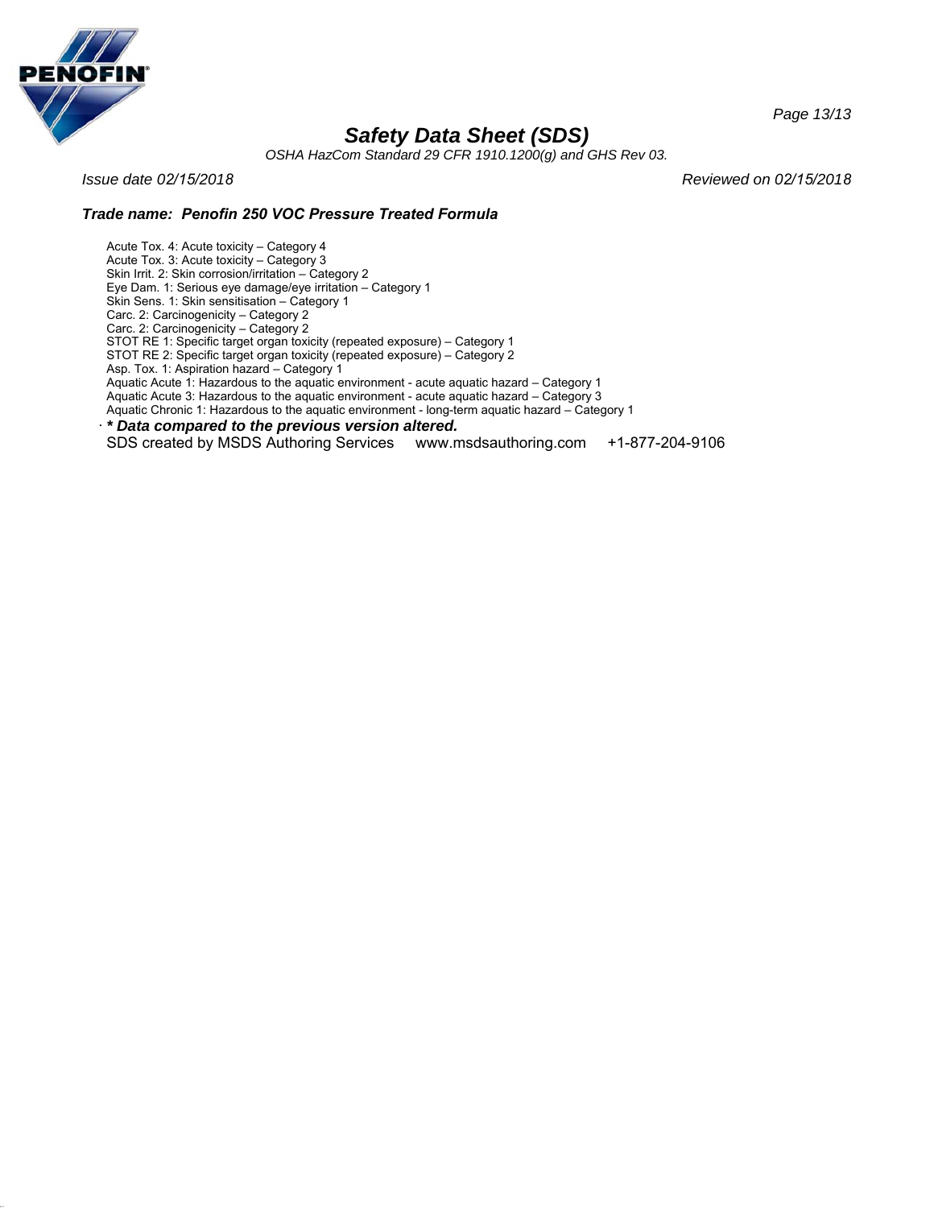Acute Tox. 4: Acute toxicity – Category 4
Acute Tox. 3: Acute toxicity – Category 3
Skin Irrit. 2: Skin corrosion/irritation – Category 2
Eye Dam. 1: Serious eye damage/eye irritation – Category 1
Skin Sens. 1: Skin sensitisation – Category 1
Carc. 2: Carcinogenicity – Category 2
Carc. 2: Carcinogenicity – Category 2
STOT RE 1: Specific target organ toxicity (repeated exposure) – Category 1
STOT RE 2: Specific target organ toxicity (repeated exposure) – Category 2
Asp. Tox. 1: Aspiration hazard – Category 1
Aquatic Acute 1: Hazardous to the aquatic environment - acute aquatic hazard – Category 1
Aquatic Acute 3: Hazardous to the aquatic environment - acute aquatic hazard – Category 3
Aquatic Chronic 1: Hazardous to the aquatic environment - long-term aquatic hazard – Category 1

· ***\* Data compared to the previous version altered.***

SDS created by MSDS Authoring Services www.msdsauthoring.com +1-877-204-9106